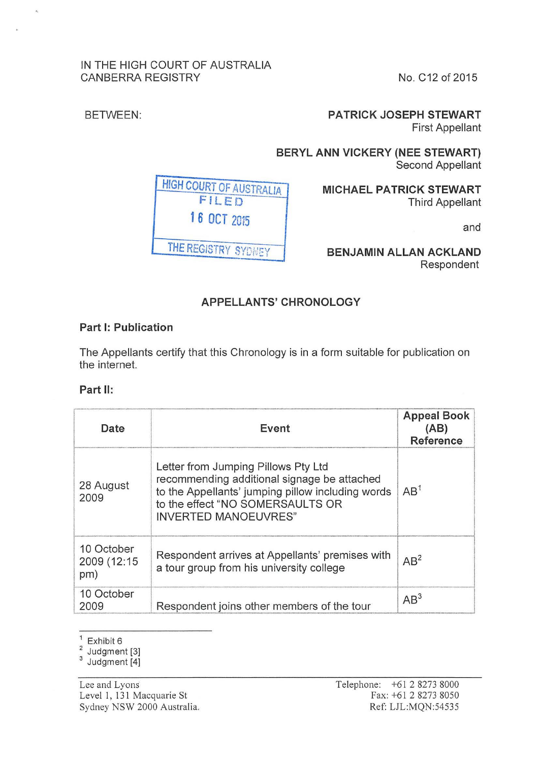IN THE HIGH COURT OF AUSTRALIA
CANBERRA REGISTRY

No. C12 of 2015

BETWEEN:

**PATRICK JOSEPH STEWART**
First Appellant

**BERYL ANN VICKERY (NEE STEWART)**
Second Appellant

**MICHAEL PATRICK STEWART**
Third Appellant

and

**BENJAMIN ALLAN ACKLAND**
Respondent

HIGH COURT OF AUSTRALIA
FILED
16 OCT 2015
THE REGISTRY SYDNEY

## APPELLANTS' CHRONOLOGY

### Part I: Publication

The Appellants certify that this Chronology is in a form suitable for publication on the internet.

### Part II:

| Date | Event | Appeal Book (AB) Reference |
|---|---|---|
| 28 August 2009 | Letter from Jumping Pillows Pty Ltd recommending additional signage be attached to the Appellants' jumping pillow including words to the effect "NO SOMERSAULTS OR INVERTED MANOEUVRES" | AB[1] |
| 10 October 2009 (12:15 pm) | Respondent arrives at Appellants' premises with a tour group from his university college | AB[2] |
| 10 October 2009 | Respondent joins other members of the tour | AB[3] |

[1] Exhibit 6
[2] Judgment [3]
[3] Judgment [4]

Lee and Lyons
Level 1, 131 Macquarie St
Sydney NSW 2000 Australia.

Telephone: +61 2 8273 8000
Fax: +61 2 8273 8050
Ref: LJL:MQN:54535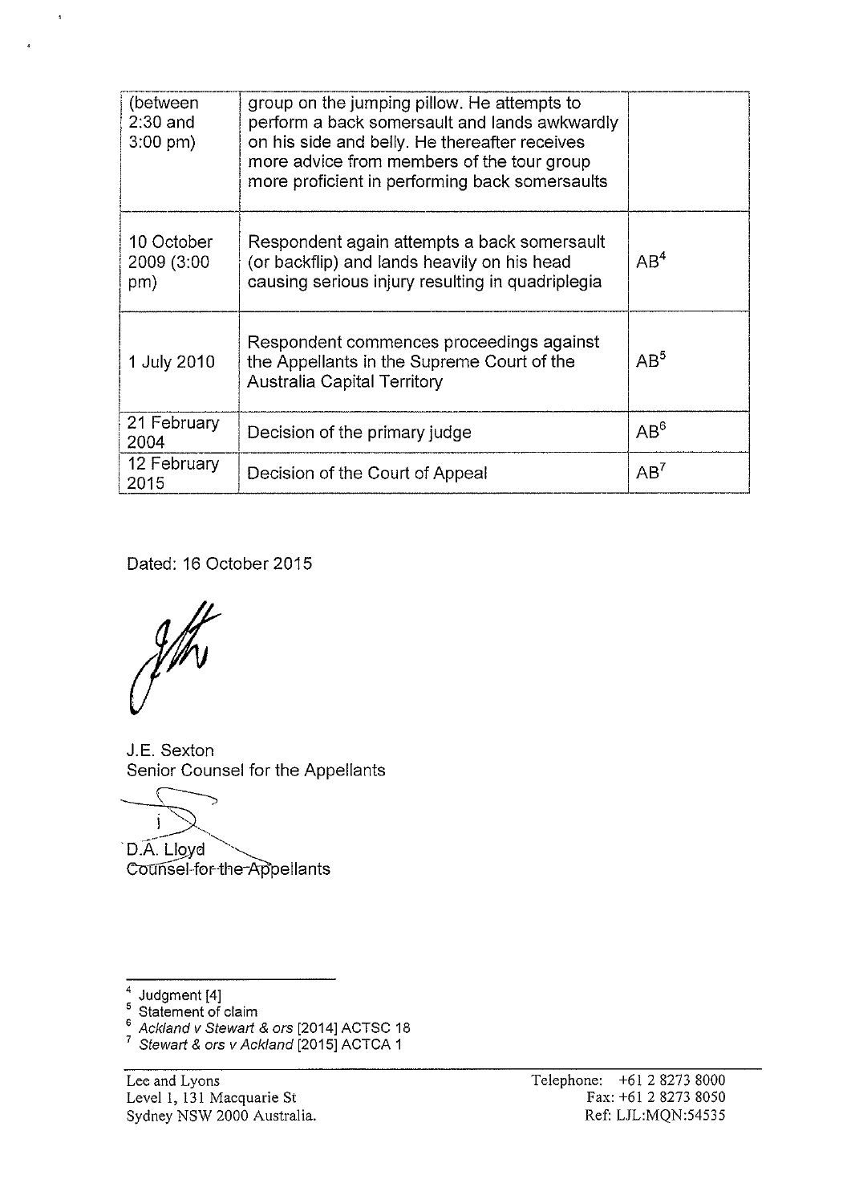| | | |
|---|---|---|
| (between 2:30 and 3:00 pm) | group on the jumping pillow. He attempts to perform a back somersault and lands awkwardly on his side and belly. He thereafter receives more advice from members of the tour group more proficient in performing back somersaults | |
| 10 October 2009 (3:00 pm) | Respondent again attempts a back somersault (or backflip) and lands heavily on his head causing serious injury resulting in quadriplegia | AB[4] |
| 1 July 2010 | Respondent commences proceedings against the Appellants in the Supreme Court of the Australia Capital Territory | AB[5] |
| 21 February 2004 | Decision of the primary judge | AB[6] |
| 12 February 2015 | Decision of the Court of Appeal | AB[7] |

Dated: 16 October 2015

J.E. Sexton
Senior Counsel for the Appellants

D.A. Lloyd
Counsel for the Appellants

[4] Judgment [4]
[5] Statement of claim
[6] *Ackland v Stewart & ors* [2014] ACTSC 18
[7] *Stewart & ors v Ackland* [2015] ACTCA 1

Lee and Lyons
Level 1, 131 Macquarie St
Sydney NSW 2000 Australia.

Telephone: +61 2 8273 8000
Fax: +61 2 8273 8050
Ref: LJL:MQN:54535